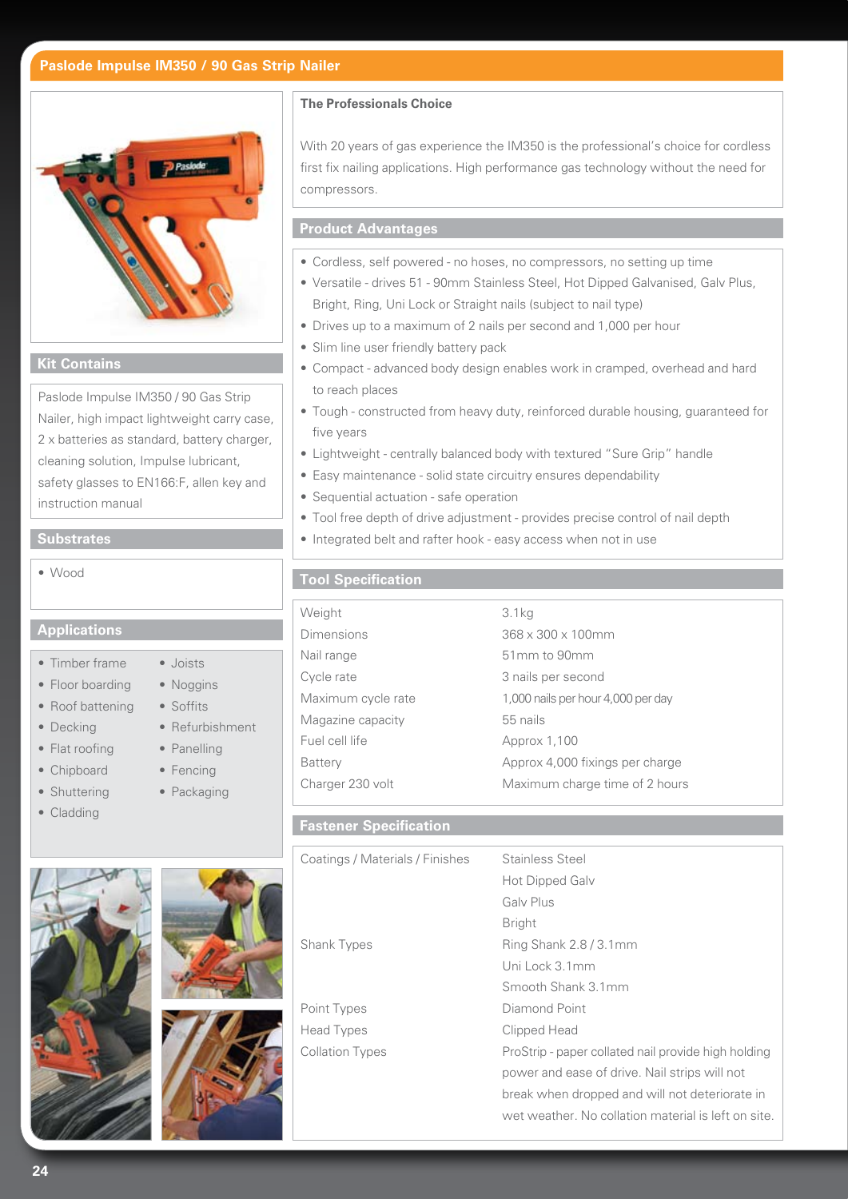# Paslode Impulse IM350 / 90 Gas Strip Nailer

## The Professionals Choice

With 20 years of gas experience the IM350 is the professional's choice for cordless first fix nailing applications. High performance gas technology without the need for compressors.

## Product Advantages

- Cordless, self powered - no hoses, no compressors, no setting up time
- Versatile - drives 51 - 90mm Stainless Steel, Hot Dipped Galvanised, Galv Plus, Bright, Ring, Uni Lock or Straight nails (subject to nail type)
- Drives up to a maximum of 2 nails per second and 1,000 per hour
- Slim line user friendly battery pack
- Compact - advanced body design enables work in cramped, overhead and hard to reach places
- Tough - constructed from heavy duty, reinforced durable housing, guaranteed for five years
- Lightweight - centrally balanced body with textured "Sure Grip" handle
- Easy maintenance - solid state circuitry ensures dependability
- Sequential actuation - safe operation
- Tool free depth of drive adjustment - provides precise control of nail depth
- Integrated belt and rafter hook - easy access when not in use

## Kit Contains

Paslode Impulse IM350 / 90 Gas Strip Nailer, high impact lightweight carry case, 2 x batteries as standard, battery charger, cleaning solution, Impulse lubricant, safety glasses to EN166:F, allen key and instruction manual

## Substrates

- Wood

## Applications

- Timber frame
- Floor boarding
- Roof battening
- Decking
- Flat roofing
- Chipboard
- Shuttering
- Cladding
- Joists
- Noggins
- Soffits
- Refurbishment
- Panelling
- Fencing
- Packaging

## Tool Specification

| | |
|---|---|
| Weight | 3.1kg |
| Dimensions | 368 x 300 x 100mm |
| Nail range | 51mm to 90mm |
| Cycle rate | 3 nails per second |
| Maximum cycle rate | 1,000 nails per hour 4,000 per day |
| Magazine capacity | 55 nails |
| Fuel cell life | Approx 1,100 |
| Battery | Approx 4,000 fixings per charge |
| Charger 230 volt | Maximum charge time of 2 hours |

## Fastener Specification

| | |
|---|---|
| Coatings / Materials / Finishes | Stainless Steel<br>Hot Dipped Galv<br>Galv Plus<br>Bright |
| Shank Types | Ring Shank 2.8 / 3.1mm<br>Uni Lock 3.1mm<br>Smooth Shank 3.1mm |
| Point Types | Diamond Point |
| Head Types | Clipped Head |
| Collation Types | ProStrip - paper collated nail provide high holding power and ease of drive. Nail strips will not break when dropped and will not deteriorate in wet weather. No collation material is left on site. |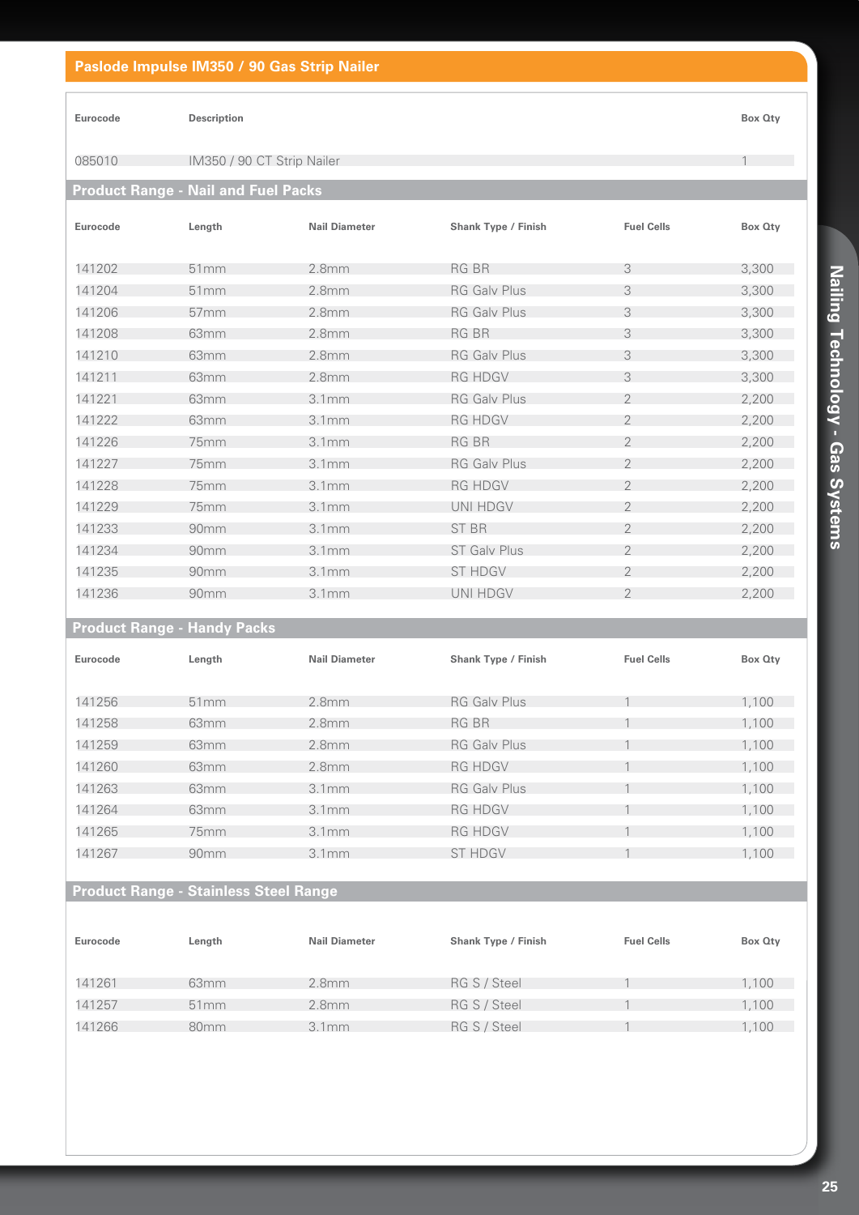## Paslode Impulse IM350 / 90 Gas Strip Nailer

| Eurocode | Description | Box Qty |
|---|---|---|
| 085010 | IM350 / 90 CT Strip Nailer | 1 |

### Product Range - Nail and Fuel Packs

| Eurocode | Length | Nail Diameter | Shank Type / Finish | Fuel Cells | Box Qty |
|---|---|---|---|---|---|
| 141202 | 51mm | 2.8mm | RG BR | 3 | 3,300 |
| 141204 | 51mm | 2.8mm | RG Galv Plus | 3 | 3,300 |
| 141206 | 57mm | 2.8mm | RG Galv Plus | 3 | 3,300 |
| 141208 | 63mm | 2.8mm | RG BR | 3 | 3,300 |
| 141210 | 63mm | 2.8mm | RG Galv Plus | 3 | 3,300 |
| 141211 | 63mm | 2.8mm | RG HDGV | 3 | 3,300 |
| 141221 | 63mm | 3.1mm | RG Galv Plus | 2 | 2,200 |
| 141222 | 63mm | 3.1mm | RG HDGV | 2 | 2,200 |
| 141226 | 75mm | 3.1mm | RG BR | 2 | 2,200 |
| 141227 | 75mm | 3.1mm | RG Galv Plus | 2 | 2,200 |
| 141228 | 75mm | 3.1mm | RG HDGV | 2 | 2,200 |
| 141229 | 75mm | 3.1mm | UNI HDGV | 2 | 2,200 |
| 141233 | 90mm | 3.1mm | ST BR | 2 | 2,200 |
| 141234 | 90mm | 3.1mm | ST Galv Plus | 2 | 2,200 |
| 141235 | 90mm | 3.1mm | ST HDGV | 2 | 2,200 |
| 141236 | 90mm | 3.1mm | UNI HDGV | 2 | 2,200 |

### Product Range - Handy Packs

| Eurocode | Length | Nail Diameter | Shank Type / Finish | Fuel Cells | Box Qty |
|---|---|---|---|---|---|
| 141256 | 51mm | 2.8mm | RG Galv Plus | 1 | 1,100 |
| 141258 | 63mm | 2.8mm | RG BR | 1 | 1,100 |
| 141259 | 63mm | 2.8mm | RG Galv Plus | 1 | 1,100 |
| 141260 | 63mm | 2.8mm | RG HDGV | 1 | 1,100 |
| 141263 | 63mm | 3.1mm | RG Galv Plus | 1 | 1,100 |
| 141264 | 63mm | 3.1mm | RG HDGV | 1 | 1,100 |
| 141265 | 75mm | 3.1mm | RG HDGV | 1 | 1,100 |
| 141267 | 90mm | 3.1mm | ST HDGV | 1 | 1,100 |

### Product Range - Stainless Steel Range

| Eurocode | Length | Nail Diameter | Shank Type / Finish | Fuel Cells | Box Qty |
|---|---|---|---|---|---|
| 141261 | 63mm | 2.8mm | RG S / Steel | 1 | 1,100 |
| 141257 | 51mm | 2.8mm | RG S / Steel | 1 | 1,100 |
| 141266 | 80mm | 3.1mm | RG S / Steel | 1 | 1,100 |